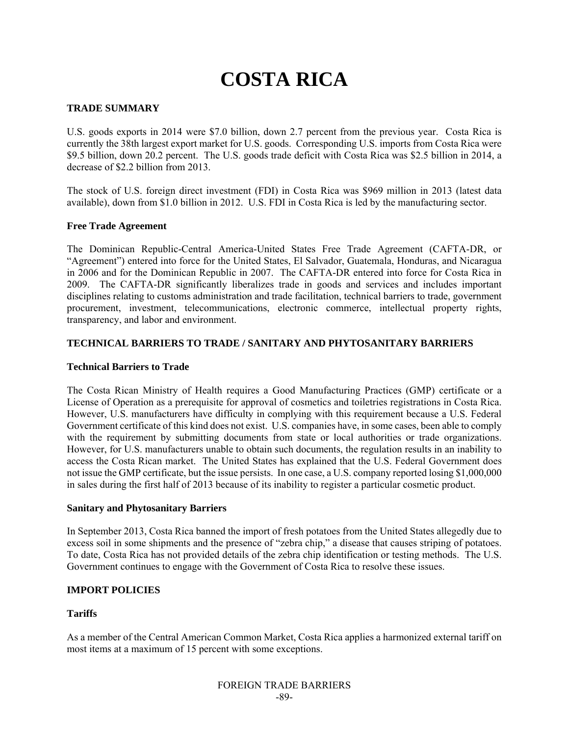# COSTA RICA

## TRADE SUMMARY

U.S. goods exports in 2014 were $7.0 billion, down 2.7 percent from the previous year. Costa Rica is currently the 38th largest export market for U.S. goods. Corresponding U.S. imports from Costa Rica were $9.5 billion, down 20.2 percent. The U.S. goods trade deficit with Costa Rica was $2.5 billion in 2014, a decrease of $2.2 billion from 2013.

The stock of U.S. foreign direct investment (FDI) in Costa Rica was $969 million in 2013 (latest data available), down from $1.0 billion in 2012. U.S. FDI in Costa Rica is led by the manufacturing sector.

### Free Trade Agreement

The Dominican Republic-Central America-United States Free Trade Agreement (CAFTA-DR, or "Agreement") entered into force for the United States, El Salvador, Guatemala, Honduras, and Nicaragua in 2006 and for the Dominican Republic in 2007. The CAFTA-DR entered into force for Costa Rica in 2009. The CAFTA-DR significantly liberalizes trade in goods and services and includes important disciplines relating to customs administration and trade facilitation, technical barriers to trade, government procurement, investment, telecommunications, electronic commerce, intellectual property rights, transparency, and labor and environment.

## TECHNICAL BARRIERS TO TRADE / SANITARY AND PHYTOSANITARY BARRIERS

### Technical Barriers to Trade

The Costa Rican Ministry of Health requires a Good Manufacturing Practices (GMP) certificate or a License of Operation as a prerequisite for approval of cosmetics and toiletries registrations in Costa Rica. However, U.S. manufacturers have difficulty in complying with this requirement because a U.S. Federal Government certificate of this kind does not exist. U.S. companies have, in some cases, been able to comply with the requirement by submitting documents from state or local authorities or trade organizations. However, for U.S. manufacturers unable to obtain such documents, the regulation results in an inability to access the Costa Rican market. The United States has explained that the U.S. Federal Government does not issue the GMP certificate, but the issue persists. In one case, a U.S. company reported losing $1,000,000 in sales during the first half of 2013 because of its inability to register a particular cosmetic product.

### Sanitary and Phytosanitary Barriers

In September 2013, Costa Rica banned the import of fresh potatoes from the United States allegedly due to excess soil in some shipments and the presence of "zebra chip," a disease that causes striping of potatoes. To date, Costa Rica has not provided details of the zebra chip identification or testing methods. The U.S. Government continues to engage with the Government of Costa Rica to resolve these issues.

## IMPORT POLICIES

### Tariffs

As a member of the Central American Common Market, Costa Rica applies a harmonized external tariff on most items at a maximum of 15 percent with some exceptions.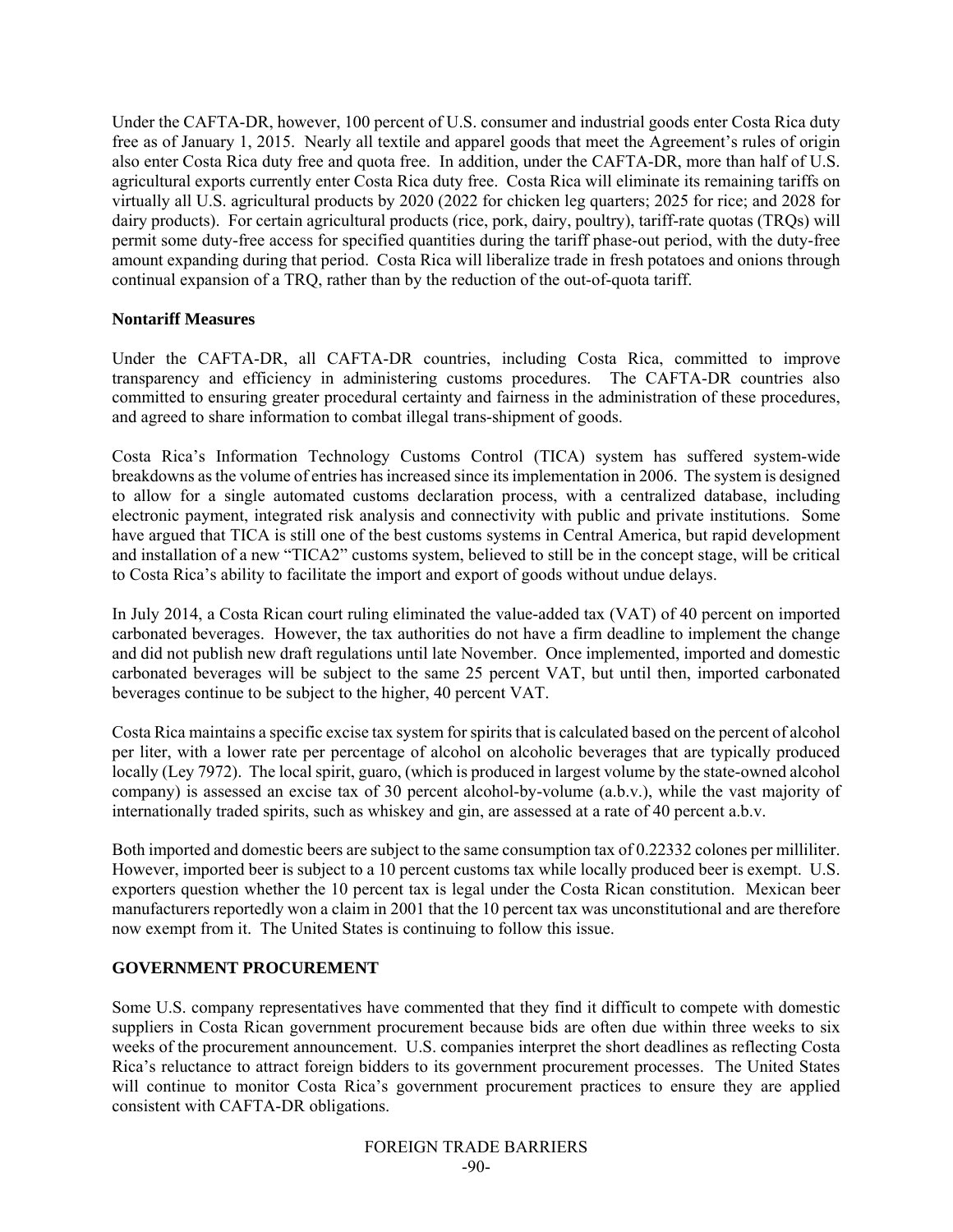Under the CAFTA-DR, however, 100 percent of U.S. consumer and industrial goods enter Costa Rica duty free as of January 1, 2015. Nearly all textile and apparel goods that meet the Agreement's rules of origin also enter Costa Rica duty free and quota free. In addition, under the CAFTA-DR, more than half of U.S. agricultural exports currently enter Costa Rica duty free. Costa Rica will eliminate its remaining tariffs on virtually all U.S. agricultural products by 2020 (2022 for chicken leg quarters; 2025 for rice; and 2028 for dairy products). For certain agricultural products (rice, pork, dairy, poultry), tariff-rate quotas (TRQs) will permit some duty-free access for specified quantities during the tariff phase-out period, with the duty-free amount expanding during that period. Costa Rica will liberalize trade in fresh potatoes and onions through continual expansion of a TRQ, rather than by the reduction of the out-of-quota tariff.

**Nontariff Measures**

Under the CAFTA-DR, all CAFTA-DR countries, including Costa Rica, committed to improve transparency and efficiency in administering customs procedures. The CAFTA-DR countries also committed to ensuring greater procedural certainty and fairness in the administration of these procedures, and agreed to share information to combat illegal trans-shipment of goods.

Costa Rica's Information Technology Customs Control (TICA) system has suffered system-wide breakdowns as the volume of entries has increased since its implementation in 2006. The system is designed to allow for a single automated customs declaration process, with a centralized database, including electronic payment, integrated risk analysis and connectivity with public and private institutions. Some have argued that TICA is still one of the best customs systems in Central America, but rapid development and installation of a new "TICA2" customs system, believed to still be in the concept stage, will be critical to Costa Rica's ability to facilitate the import and export of goods without undue delays.

In July 2014, a Costa Rican court ruling eliminated the value-added tax (VAT) of 40 percent on imported carbonated beverages. However, the tax authorities do not have a firm deadline to implement the change and did not publish new draft regulations until late November. Once implemented, imported and domestic carbonated beverages will be subject to the same 25 percent VAT, but until then, imported carbonated beverages continue to be subject to the higher, 40 percent VAT.

Costa Rica maintains a specific excise tax system for spirits that is calculated based on the percent of alcohol per liter, with a lower rate per percentage of alcohol on alcoholic beverages that are typically produced locally (Ley 7972). The local spirit, guaro, (which is produced in largest volume by the state-owned alcohol company) is assessed an excise tax of 30 percent alcohol-by-volume (a.b.v.), while the vast majority of internationally traded spirits, such as whiskey and gin, are assessed at a rate of 40 percent a.b.v.

Both imported and domestic beers are subject to the same consumption tax of 0.22332 colones per milliliter. However, imported beer is subject to a 10 percent customs tax while locally produced beer is exempt. U.S. exporters question whether the 10 percent tax is legal under the Costa Rican constitution. Mexican beer manufacturers reportedly won a claim in 2001 that the 10 percent tax was unconstitutional and are therefore now exempt from it. The United States is continuing to follow this issue.

**GOVERNMENT PROCUREMENT**

Some U.S. company representatives have commented that they find it difficult to compete with domestic suppliers in Costa Rican government procurement because bids are often due within three weeks to six weeks of the procurement announcement. U.S. companies interpret the short deadlines as reflecting Costa Rica's reluctance to attract foreign bidders to its government procurement processes. The United States will continue to monitor Costa Rica's government procurement practices to ensure they are applied consistent with CAFTA-DR obligations.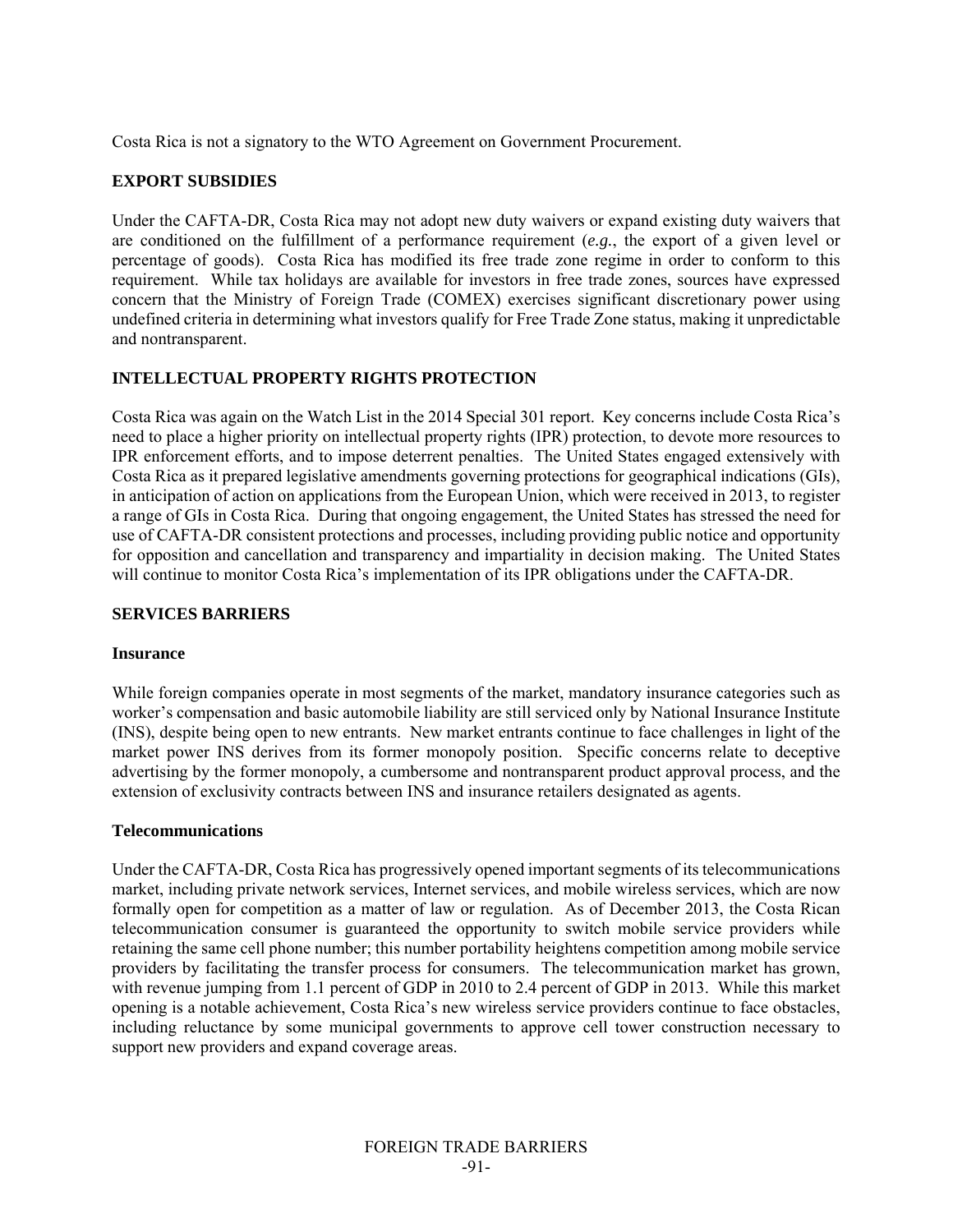Costa Rica is not a signatory to the WTO Agreement on Government Procurement.

## EXPORT SUBSIDIES

Under the CAFTA-DR, Costa Rica may not adopt new duty waivers or expand existing duty waivers that are conditioned on the fulfillment of a performance requirement (*e.g.*, the export of a given level or percentage of goods). Costa Rica has modified its free trade zone regime in order to conform to this requirement. While tax holidays are available for investors in free trade zones, sources have expressed concern that the Ministry of Foreign Trade (COMEX) exercises significant discretionary power using undefined criteria in determining what investors qualify for Free Trade Zone status, making it unpredictable and nontransparent.

## INTELLECTUAL PROPERTY RIGHTS PROTECTION

Costa Rica was again on the Watch List in the 2014 Special 301 report. Key concerns include Costa Rica's need to place a higher priority on intellectual property rights (IPR) protection, to devote more resources to IPR enforcement efforts, and to impose deterrent penalties. The United States engaged extensively with Costa Rica as it prepared legislative amendments governing protections for geographical indications (GIs), in anticipation of action on applications from the European Union, which were received in 2013, to register a range of GIs in Costa Rica. During that ongoing engagement, the United States has stressed the need for use of CAFTA-DR consistent protections and processes, including providing public notice and opportunity for opposition and cancellation and transparency and impartiality in decision making. The United States will continue to monitor Costa Rica's implementation of its IPR obligations under the CAFTA-DR.

## SERVICES BARRIERS

### Insurance

While foreign companies operate in most segments of the market, mandatory insurance categories such as worker's compensation and basic automobile liability are still serviced only by National Insurance Institute (INS), despite being open to new entrants. New market entrants continue to face challenges in light of the market power INS derives from its former monopoly position. Specific concerns relate to deceptive advertising by the former monopoly, a cumbersome and nontransparent product approval process, and the extension of exclusivity contracts between INS and insurance retailers designated as agents.

### Telecommunications

Under the CAFTA-DR, Costa Rica has progressively opened important segments of its telecommunications market, including private network services, Internet services, and mobile wireless services, which are now formally open for competition as a matter of law or regulation. As of December 2013, the Costa Rican telecommunication consumer is guaranteed the opportunity to switch mobile service providers while retaining the same cell phone number; this number portability heightens competition among mobile service providers by facilitating the transfer process for consumers. The telecommunication market has grown, with revenue jumping from 1.1 percent of GDP in 2010 to 2.4 percent of GDP in 2013. While this market opening is a notable achievement, Costa Rica's new wireless service providers continue to face obstacles, including reluctance by some municipal governments to approve cell tower construction necessary to support new providers and expand coverage areas.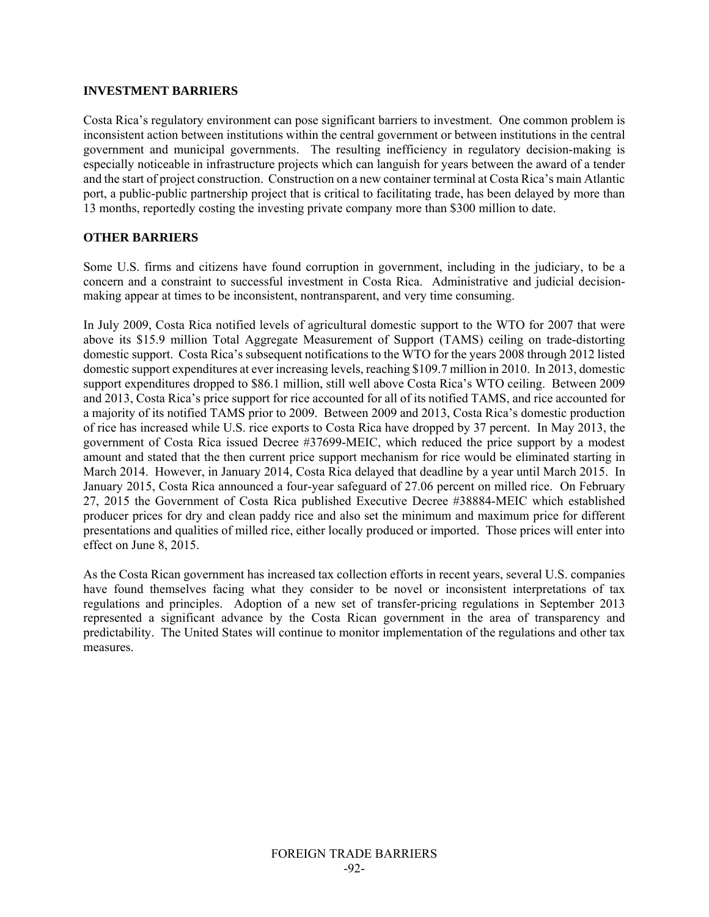## INVESTMENT BARRIERS

Costa Rica's regulatory environment can pose significant barriers to investment. One common problem is inconsistent action between institutions within the central government or between institutions in the central government and municipal governments. The resulting inefficiency in regulatory decision-making is especially noticeable in infrastructure projects which can languish for years between the award of a tender and the start of project construction. Construction on a new container terminal at Costa Rica's main Atlantic port, a public-public partnership project that is critical to facilitating trade, has been delayed by more than 13 months, reportedly costing the investing private company more than $300 million to date.

## OTHER BARRIERS

Some U.S. firms and citizens have found corruption in government, including in the judiciary, to be a concern and a constraint to successful investment in Costa Rica. Administrative and judicial decision-making appear at times to be inconsistent, nontransparent, and very time consuming.

In July 2009, Costa Rica notified levels of agricultural domestic support to the WTO for 2007 that were above its $15.9 million Total Aggregate Measurement of Support (TAMS) ceiling on trade-distorting domestic support. Costa Rica's subsequent notifications to the WTO for the years 2008 through 2012 listed domestic support expenditures at ever increasing levels, reaching $109.7 million in 2010. In 2013, domestic support expenditures dropped to $86.1 million, still well above Costa Rica's WTO ceiling. Between 2009 and 2013, Costa Rica's price support for rice accounted for all of its notified TAMS, and rice accounted for a majority of its notified TAMS prior to 2009. Between 2009 and 2013, Costa Rica's domestic production of rice has increased while U.S. rice exports to Costa Rica have dropped by 37 percent. In May 2013, the government of Costa Rica issued Decree #37699-MEIC, which reduced the price support by a modest amount and stated that the then current price support mechanism for rice would be eliminated starting in March 2014. However, in January 2014, Costa Rica delayed that deadline by a year until March 2015. In January 2015, Costa Rica announced a four-year safeguard of 27.06 percent on milled rice. On February 27, 2015 the Government of Costa Rica published Executive Decree #38884-MEIC which established producer prices for dry and clean paddy rice and also set the minimum and maximum price for different presentations and qualities of milled rice, either locally produced or imported. Those prices will enter into effect on June 8, 2015.

As the Costa Rican government has increased tax collection efforts in recent years, several U.S. companies have found themselves facing what they consider to be novel or inconsistent interpretations of tax regulations and principles. Adoption of a new set of transfer-pricing regulations in September 2013 represented a significant advance by the Costa Rican government in the area of transparency and predictability. The United States will continue to monitor implementation of the regulations and other tax measures.